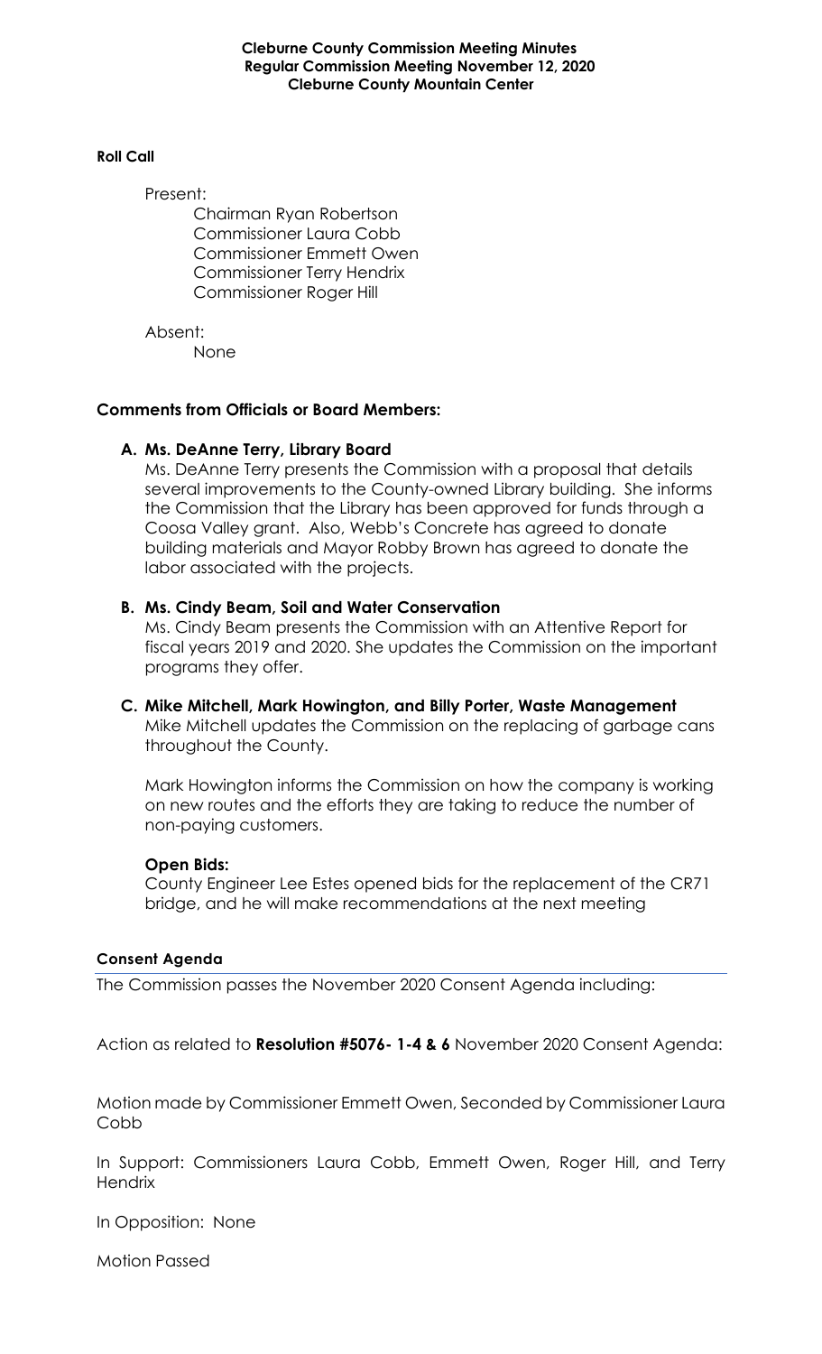# Cleburne County Commission Meeting Minutes
## Regular Commission Meeting November 12, 2020
## Cleburne County Mountain Center

**Roll Call**

Present:

- Chairman Ryan Robertson
- Commissioner Laura Cobb
- Commissioner Emmett Owen
- Commissioner Terry Hendrix
- Commissioner Roger Hill

Absent:

- None

## Comments from Officials or Board Members:

**A. Ms. DeAnne Terry, Library Board**

Ms. DeAnne Terry presents the Commission with a proposal that details several improvements to the County-owned Library building. She informs the Commission that the Library has been approved for funds through a Coosa Valley grant. Also, Webb's Concrete has agreed to donate building materials and Mayor Robby Brown has agreed to donate the labor associated with the projects.

**B. Ms. Cindy Beam, Soil and Water Conservation**

Ms. Cindy Beam presents the Commission with an Attentive Report for fiscal years 2019 and 2020. She updates the Commission on the important programs they offer.

**C. Mike Mitchell, Mark Howington, and Billy Porter, Waste Management**

Mike Mitchell updates the Commission on the replacing of garbage cans throughout the County.

Mark Howington informs the Commission on how the company is working on new routes and the efforts they are taking to reduce the number of non-paying customers.

**Open Bids:**

County Engineer Lee Estes opened bids for the replacement of the CR71 bridge, and he will make recommendations at the next meeting

**Consent Agenda**

The Commission passes the November 2020 Consent Agenda including:

Action as related to **Resolution #5076- 1-4 & 6** November 2020 Consent Agenda:

Motion made by Commissioner Emmett Owen, Seconded by Commissioner Laura Cobb

In Support: Commissioners Laura Cobb, Emmett Owen, Roger Hill, and Terry Hendrix

In Opposition: None

Motion Passed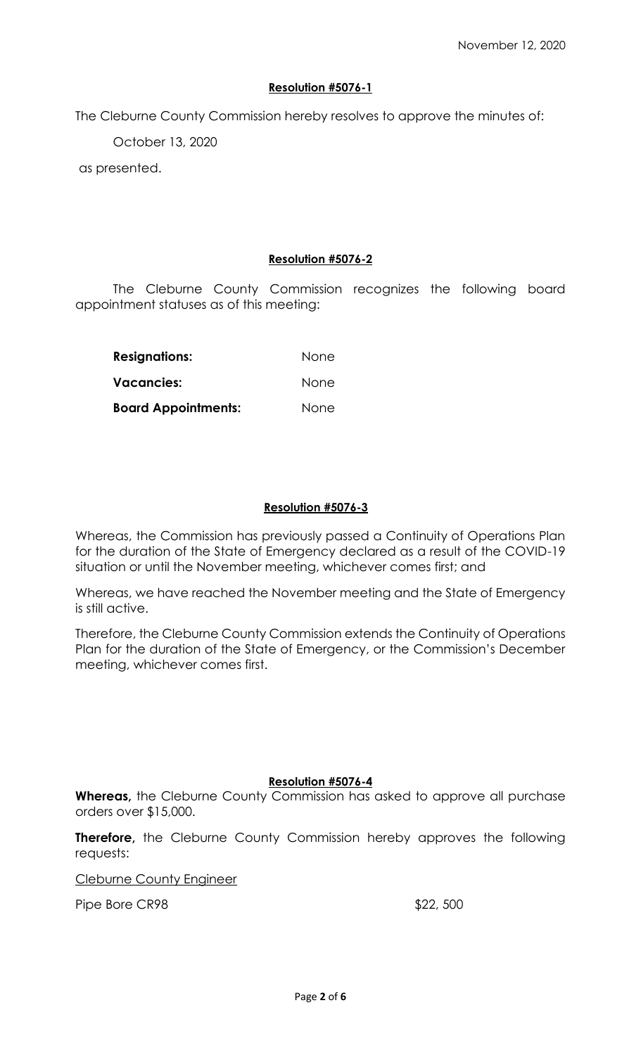November 12, 2020

**Resolution #5076-1**

The Cleburne County Commission hereby resolves to approve the minutes of:

October 13, 2020

as presented.

**Resolution #5076-2**

The Cleburne County Commission recognizes the following board appointment statuses as of this meeting:

| | |
|---|---|
| **Resignations:** | None |
| **Vacancies:** | None |
| **Board Appointments:** | None |

**Resolution #5076-3**

Whereas, the Commission has previously passed a Continuity of Operations Plan for the duration of the State of Emergency declared as a result of the COVID-19 situation or until the November meeting, whichever comes first; and

Whereas, we have reached the November meeting and the State of Emergency is still active.

Therefore, the Cleburne County Commission extends the Continuity of Operations Plan for the duration of the State of Emergency, or the Commission's December meeting, whichever comes first.

**Resolution #5076-4**

**Whereas,** the Cleburne County Commission has asked to approve all purchase orders over $15,000.

**Therefore,** the Cleburne County Commission hereby approves the following requests:

Cleburne County Engineer

| | |
|---|---|
| Pipe Bore CR98 | $22, 500 |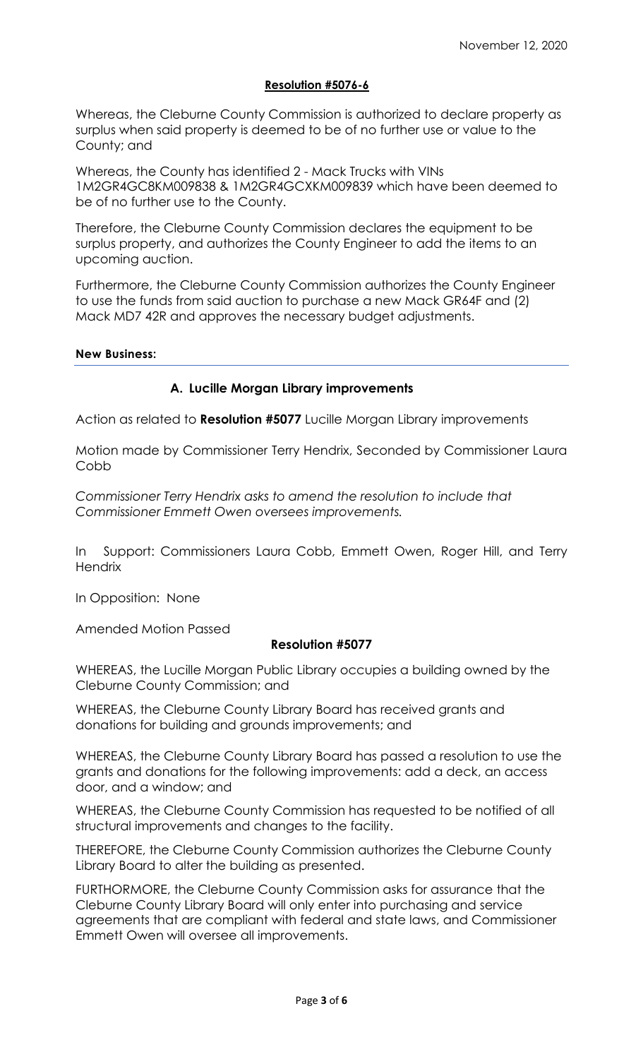November 12, 2020

**Resolution #5076-6**

Whereas, the Cleburne County Commission is authorized to declare property as surplus when said property is deemed to be of no further use or value to the County; and

Whereas, the County has identified 2 - Mack Trucks with VINs 1M2GR4GC8KM009838 & 1M2GR4GCXKM009839 which have been deemed to be of no further use to the County.

Therefore, the Cleburne County Commission declares the equipment to be surplus property, and authorizes the County Engineer to add the items to an upcoming auction.

Furthermore, the Cleburne County Commission authorizes the County Engineer to use the funds from said auction to purchase a new Mack GR64F and (2) Mack MD7 42R and approves the necessary budget adjustments.

**New Business:**

---

**A. Lucille Morgan Library improvements**

Action as related to **Resolution #5077** Lucille Morgan Library improvements

Motion made by Commissioner Terry Hendrix, Seconded by Commissioner Laura Cobb

*Commissioner Terry Hendrix asks to amend the resolution to include that Commissioner Emmett Owen oversees improvements.*

In Support: Commissioners Laura Cobb, Emmett Owen, Roger Hill, and Terry Hendrix

In Opposition: None

Amended Motion Passed

**Resolution #5077**

WHEREAS, the Lucille Morgan Public Library occupies a building owned by the Cleburne County Commission; and

WHEREAS, the Cleburne County Library Board has received grants and donations for building and grounds improvements; and

WHEREAS, the Cleburne County Library Board has passed a resolution to use the grants and donations for the following improvements: add a deck, an access door, and a window; and

WHEREAS, the Cleburne County Commission has requested to be notified of all structural improvements and changes to the facility.

THEREFORE, the Cleburne County Commission authorizes the Cleburne County Library Board to alter the building as presented.

FURTHORMORE, the Cleburne County Commission asks for assurance that the Cleburne County Library Board will only enter into purchasing and service agreements that are compliant with federal and state laws, and Commissioner Emmett Owen will oversee all improvements.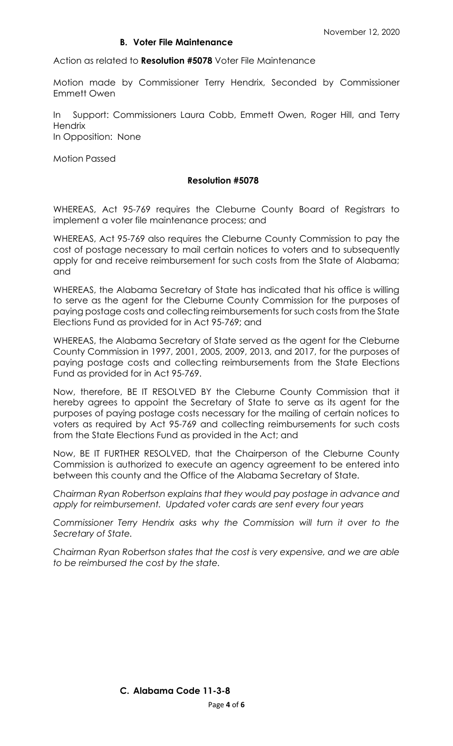November 12, 2020

### B. Voter File Maintenance

Action as related to **Resolution #5078** Voter File Maintenance

Motion made by Commissioner Terry Hendrix, Seconded by Commissioner Emmett Owen

In Support: Commissioners Laura Cobb, Emmett Owen, Roger Hill, and Terry Hendrix
In Opposition: None

Motion Passed

**Resolution #5078**

WHEREAS, Act 95-769 requires the Cleburne County Board of Registrars to implement a voter file maintenance process; and

WHEREAS, Act 95-769 also requires the Cleburne County Commission to pay the cost of postage necessary to mail certain notices to voters and to subsequently apply for and receive reimbursement for such costs from the State of Alabama; and

WHEREAS, the Alabama Secretary of State has indicated that his office is willing to serve as the agent for the Cleburne County Commission for the purposes of paying postage costs and collecting reimbursements for such costs from the State Elections Fund as provided for in Act 95-769; and

WHEREAS, the Alabama Secretary of State served as the agent for the Cleburne County Commission in 1997, 2001, 2005, 2009, 2013, and 2017, for the purposes of paying postage costs and collecting reimbursements from the State Elections Fund as provided for in Act 95-769.

Now, therefore, BE IT RESOLVED BY the Cleburne County Commission that it hereby agrees to appoint the Secretary of State to serve as its agent for the purposes of paying postage costs necessary for the mailing of certain notices to voters as required by Act 95-769 and collecting reimbursements for such costs from the State Elections Fund as provided in the Act; and

Now, BE IT FURTHER RESOLVED, that the Chairperson of the Cleburne County Commission is authorized to execute an agency agreement to be entered into between this county and the Office of the Alabama Secretary of State.

*Chairman Ryan Robertson explains that they would pay postage in advance and apply for reimbursement. Updated voter cards are sent every four years*

*Commissioner Terry Hendrix asks why the Commission will turn it over to the Secretary of State.*

*Chairman Ryan Robertson states that the cost is very expensive, and we are able to be reimbursed the cost by the state.*

### C. Alabama Code 11-3-8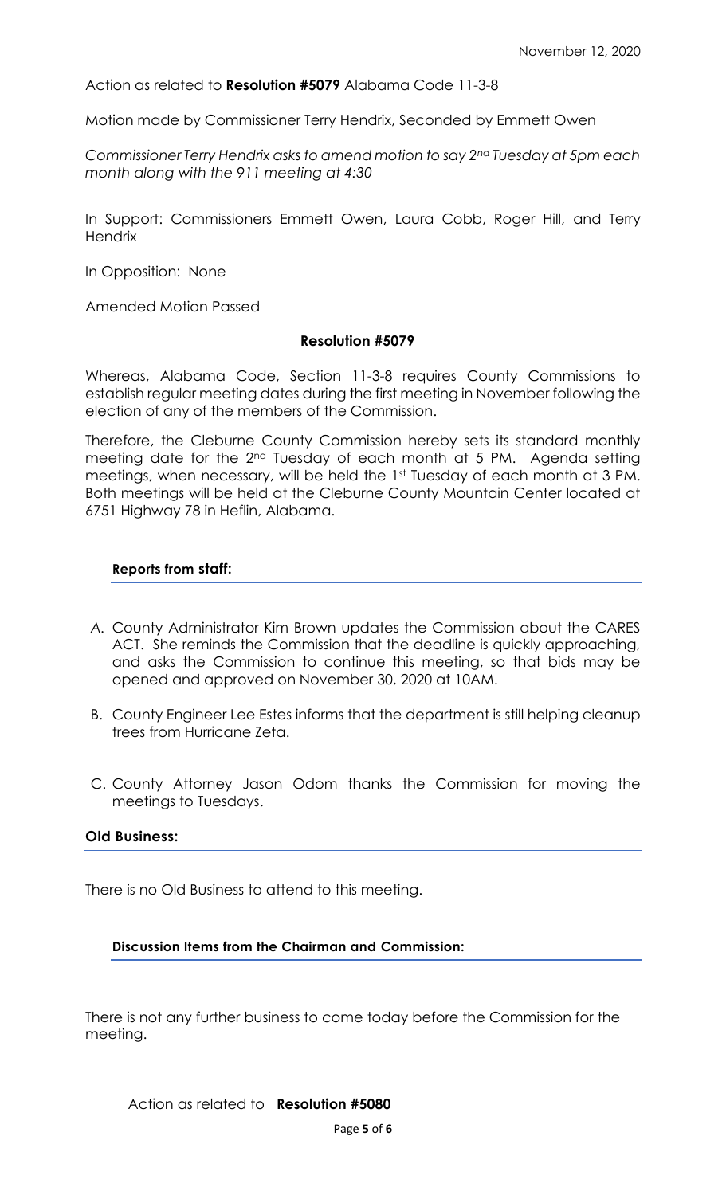November 12, 2020

Action as related to **Resolution #5079** Alabama Code 11-3-8

Motion made by Commissioner Terry Hendrix, Seconded by Emmett Owen

*Commissioner Terry Hendrix asks to amend motion to say 2nd Tuesday at 5pm each month along with the 911 meeting at 4:30*

In Support: Commissioners Emmett Owen, Laura Cobb, Roger Hill, and Terry Hendrix

In Opposition: None

Amended Motion Passed

**Resolution #5079**

Whereas, Alabama Code, Section 11-3-8 requires County Commissions to establish regular meeting dates during the first meeting in November following the election of any of the members of the Commission.

Therefore, the Cleburne County Commission hereby sets its standard monthly meeting date for the 2nd Tuesday of each month at 5 PM. Agenda setting meetings, when necessary, will be held the 1st Tuesday of each month at 3 PM. Both meetings will be held at the Cleburne County Mountain Center located at 6751 Highway 78 in Heflin, Alabama.

**Reports from staff:**

A. County Administrator Kim Brown updates the Commission about the CARES ACT. She reminds the Commission that the deadline is quickly approaching, and asks the Commission to continue this meeting, so that bids may be opened and approved on November 30, 2020 at 10AM.

B. County Engineer Lee Estes informs that the department is still helping cleanup trees from Hurricane Zeta.

C. County Attorney Jason Odom thanks the Commission for moving the meetings to Tuesdays.

**Old Business:**

There is no Old Business to attend to this meeting.

**Discussion Items from the Chairman and Commission:**

There is not any further business to come today before the Commission for the meeting.

Action as related to **Resolution #5080**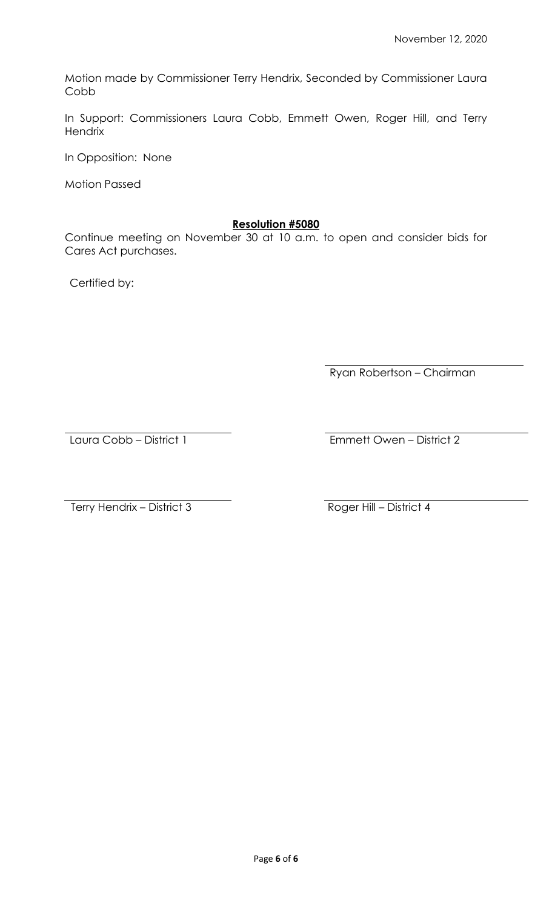November 12, 2020

Motion made by Commissioner Terry Hendrix, Seconded by Commissioner Laura Cobb

In Support: Commissioners Laura Cobb, Emmett Owen, Roger Hill, and Terry Hendrix

In Opposition: None

Motion Passed

**Resolution #5080**

Continue meeting on November 30 at 10 a.m. to open and consider bids for Cares Act purchases.

Certified by:

Ryan Robertson – Chairman

Laura Cobb – District 1

Emmett Owen – District 2

Terry Hendrix – District 3

Roger Hill – District 4